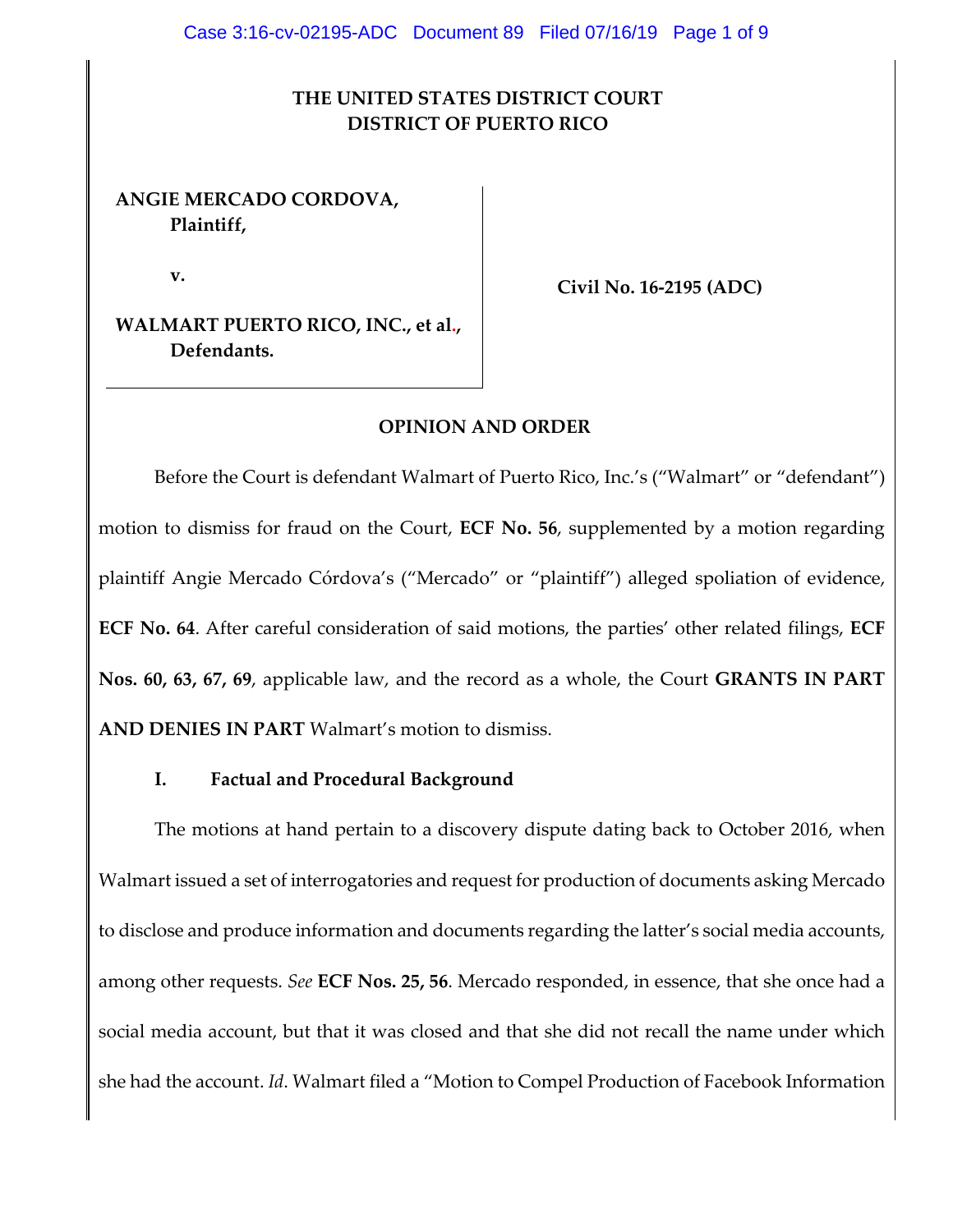**THE UNITED STATES DISTRICT COURT**
**DISTRICT OF PUERTO RICO**

**ANGIE MERCADO CORDOVA,**
**Plaintiff,**

**v.**

**WALMART PUERTO RICO, INC., et al.,**
**Defendants.**

**Civil No. 16-2195 (ADC)**

**OPINION AND ORDER**

Before the Court is defendant Walmart of Puerto Rico, Inc.'s ("Walmart" or "defendant") motion to dismiss for fraud on the Court, **ECF No. 56**, supplemented by a motion regarding plaintiff Angie Mercado Córdova's ("Mercado" or "plaintiff") alleged spoliation of evidence, **ECF No. 64**. After careful consideration of said motions, the parties' other related filings, **ECF Nos. 60, 63, 67, 69**, applicable law, and the record as a whole, the Court **GRANTS IN PART AND DENIES IN PART** Walmart's motion to dismiss.

## I. Factual and Procedural Background

The motions at hand pertain to a discovery dispute dating back to October 2016, when Walmart issued a set of interrogatories and request for production of documents asking Mercado to disclose and produce information and documents regarding the latter's social media accounts, among other requests. *See* **ECF Nos. 25, 56**. Mercado responded, in essence, that she once had a social media account, but that it was closed and that she did not recall the name under which she had the account. *Id*. Walmart filed a "Motion to Compel Production of Facebook Information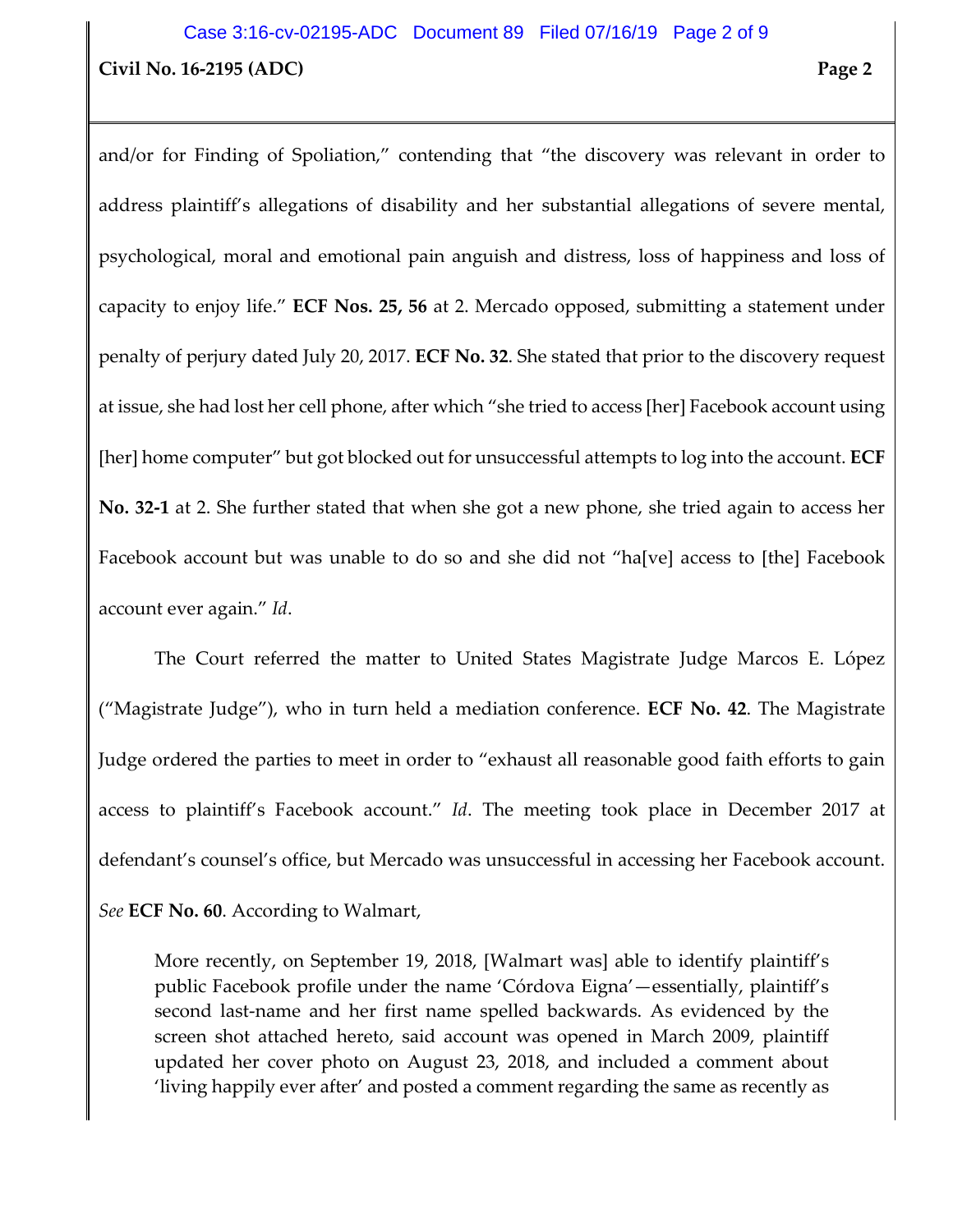and/or for Finding of Spoliation," contending that "the discovery was relevant in order to address plaintiff's allegations of disability and her substantial allegations of severe mental, psychological, moral and emotional pain anguish and distress, loss of happiness and loss of capacity to enjoy life." **ECF Nos. 25, 56** at 2. Mercado opposed, submitting a statement under penalty of perjury dated July 20, 2017. **ECF No. 32**. She stated that prior to the discovery request at issue, she had lost her cell phone, after which "she tried to access [her] Facebook account using [her] home computer" but got blocked out for unsuccessful attempts to log into the account. **ECF No. 32-1** at 2. She further stated that when she got a new phone, she tried again to access her Facebook account but was unable to do so and she did not "ha[ve] access to [the] Facebook account ever again." *Id*.

The Court referred the matter to United States Magistrate Judge Marcos E. López ("Magistrate Judge"), who in turn held a mediation conference. **ECF No. 42**. The Magistrate Judge ordered the parties to meet in order to "exhaust all reasonable good faith efforts to gain access to plaintiff's Facebook account." *Id*. The meeting took place in December 2017 at defendant's counsel's office, but Mercado was unsuccessful in accessing her Facebook account. *See* **ECF No. 60**. According to Walmart,

> More recently, on September 19, 2018, [Walmart was] able to identify plaintiff's public Facebook profile under the name 'Córdova Eigna'—essentially, plaintiff's second last-name and her first name spelled backwards. As evidenced by the screen shot attached hereto, said account was opened in March 2009, plaintiff updated her cover photo on August 23, 2018, and included a comment about 'living happily ever after' and posted a comment regarding the same as recently as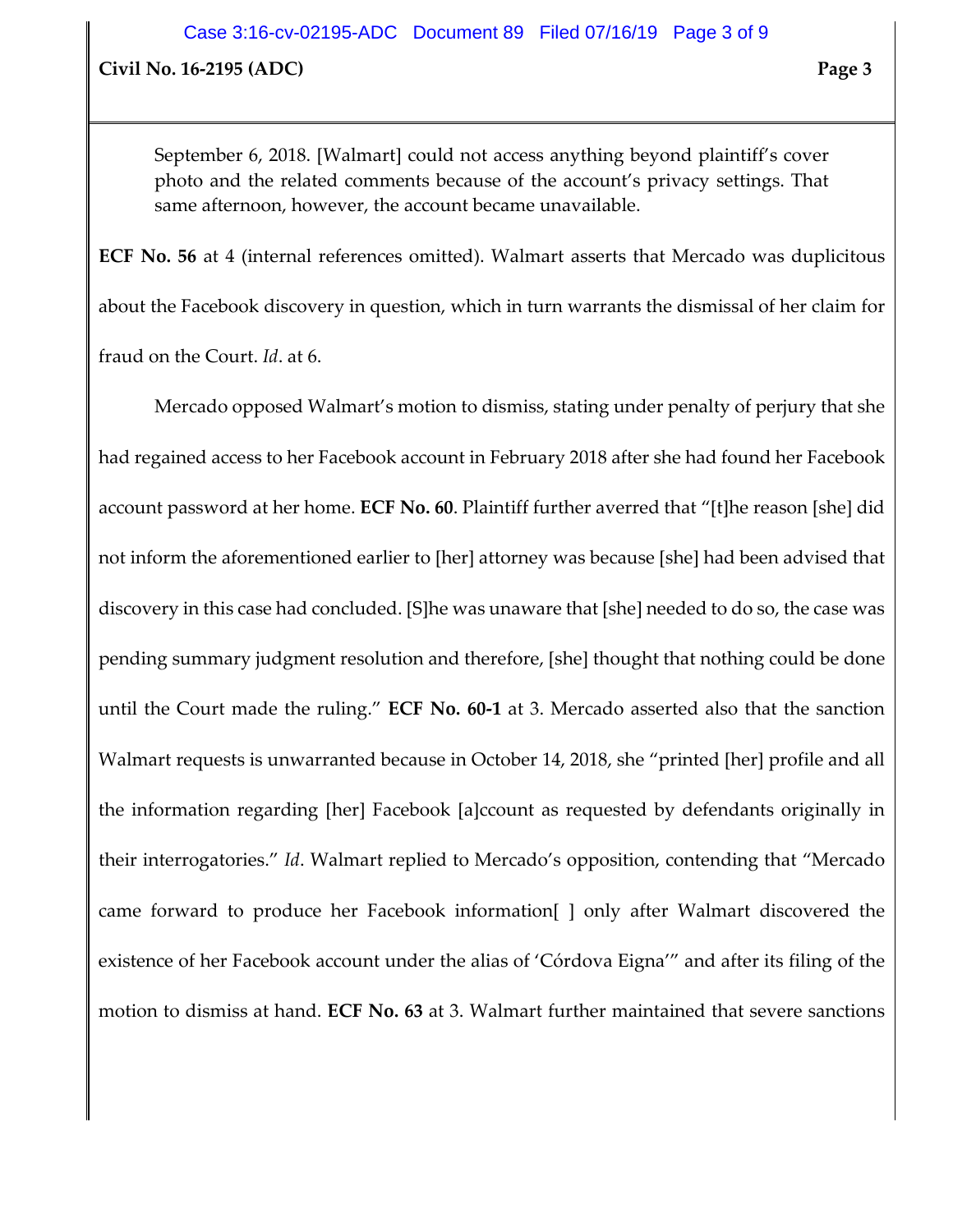> September 6, 2018. [Walmart] could not access anything beyond plaintiff's cover photo and the related comments because of the account's privacy settings. That same afternoon, however, the account became unavailable.

**ECF No. 56** at 4 (internal references omitted). Walmart asserts that Mercado was duplicitous about the Facebook discovery in question, which in turn warrants the dismissal of her claim for fraud on the Court. *Id*. at 6.

Mercado opposed Walmart's motion to dismiss, stating under penalty of perjury that she had regained access to her Facebook account in February 2018 after she had found her Facebook account password at her home. **ECF No. 60**. Plaintiff further averred that "[t]he reason [she] did not inform the aforementioned earlier to [her] attorney was because [she] had been advised that discovery in this case had concluded. [S]he was unaware that [she] needed to do so, the case was pending summary judgment resolution and therefore, [she] thought that nothing could be done until the Court made the ruling." **ECF No. 60-1** at 3. Mercado asserted also that the sanction Walmart requests is unwarranted because in October 14, 2018, she "printed [her] profile and all the information regarding [her] Facebook [a]ccount as requested by defendants originally in their interrogatories." *Id*. Walmart replied to Mercado's opposition, contending that "Mercado came forward to produce her Facebook information[ ] only after Walmart discovered the existence of her Facebook account under the alias of 'Córdova Eigna'" and after its filing of the motion to dismiss at hand. **ECF No. 63** at 3. Walmart further maintained that severe sanctions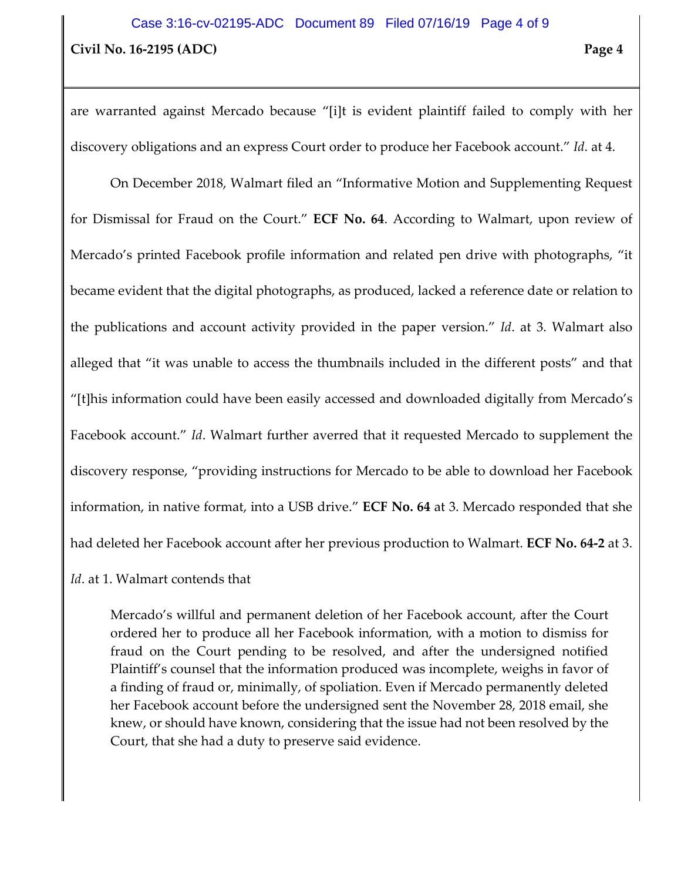are warranted against Mercado because "[i]t is evident plaintiff failed to comply with her discovery obligations and an express Court order to produce her Facebook account." *Id*. at 4.

On December 2018, Walmart filed an "Informative Motion and Supplementing Request for Dismissal for Fraud on the Court." **ECF No. 64**. According to Walmart, upon review of Mercado's printed Facebook profile information and related pen drive with photographs, "it became evident that the digital photographs, as produced, lacked a reference date or relation to the publications and account activity provided in the paper version." *Id*. at 3. Walmart also alleged that "it was unable to access the thumbnails included in the different posts" and that "[t]his information could have been easily accessed and downloaded digitally from Mercado's Facebook account." *Id*. Walmart further averred that it requested Mercado to supplement the discovery response, "providing instructions for Mercado to be able to download her Facebook information, in native format, into a USB drive." **ECF No. 64** at 3. Mercado responded that she had deleted her Facebook account after her previous production to Walmart. **ECF No. 64-2** at 3. *Id*. at 1. Walmart contends that

> Mercado's willful and permanent deletion of her Facebook account, after the Court ordered her to produce all her Facebook information, with a motion to dismiss for fraud on the Court pending to be resolved, and after the undersigned notified Plaintiff's counsel that the information produced was incomplete, weighs in favor of a finding of fraud or, minimally, of spoliation. Even if Mercado permanently deleted her Facebook account before the undersigned sent the November 28, 2018 email, she knew, or should have known, considering that the issue had not been resolved by the Court, that she had a duty to preserve said evidence.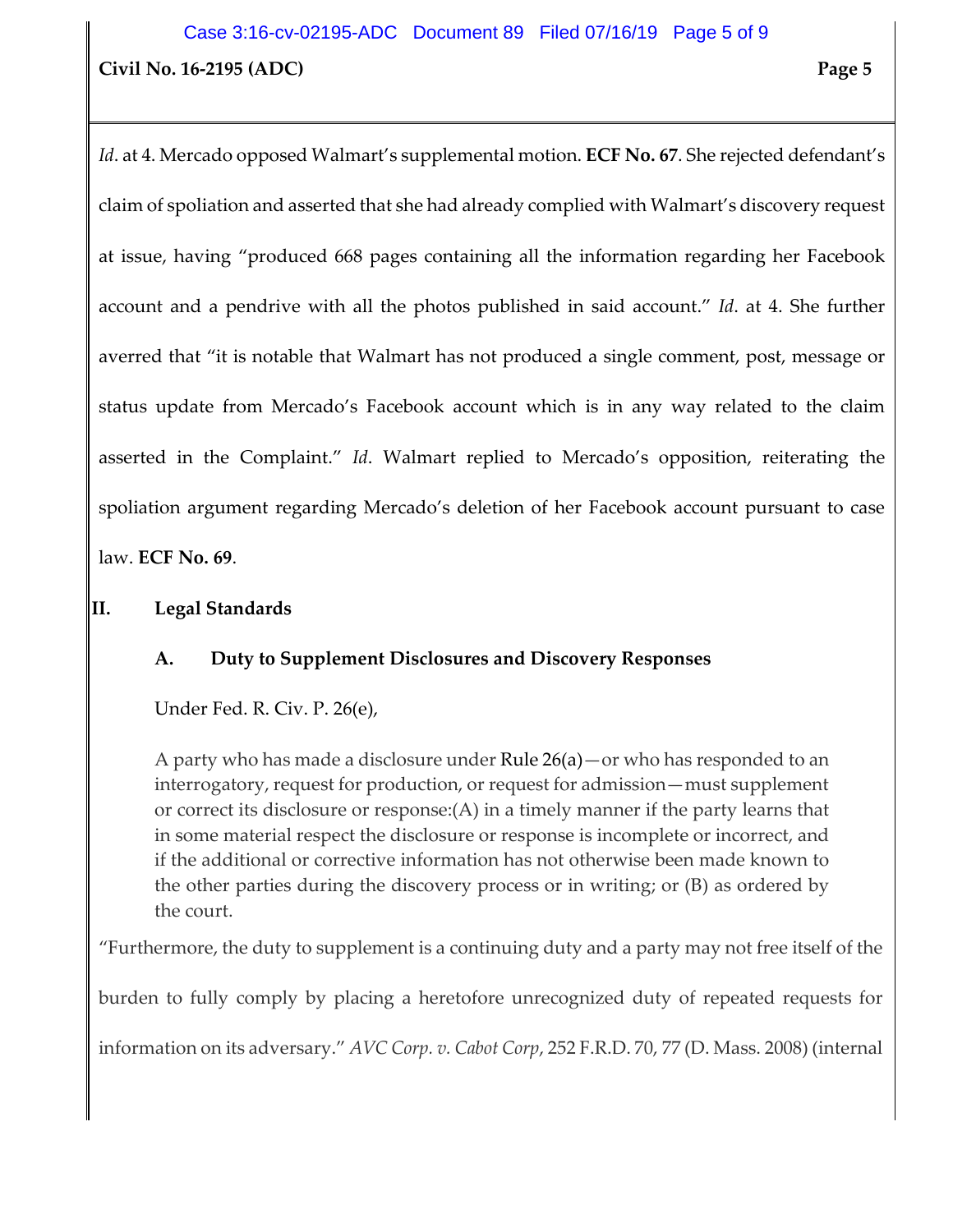*Id*. at 4. Mercado opposed Walmart's supplemental motion. **ECF No. 67**. She rejected defendant's claim of spoliation and asserted that she had already complied with Walmart's discovery request at issue, having "produced 668 pages containing all the information regarding her Facebook account and a pendrive with all the photos published in said account." *Id*. at 4. She further averred that "it is notable that Walmart has not produced a single comment, post, message or status update from Mercado's Facebook account which is in any way related to the claim asserted in the Complaint." *Id*. Walmart replied to Mercado's opposition, reiterating the spoliation argument regarding Mercado's deletion of her Facebook account pursuant to case law. **ECF No. 69**.

## II. Legal Standards

### A. Duty to Supplement Disclosures and Discovery Responses

Under Fed. R. Civ. P. 26(e),

> A party who has made a disclosure under Rule 26(a)—or who has responded to an interrogatory, request for production, or request for admission—must supplement or correct its disclosure or response:(A) in a timely manner if the party learns that in some material respect the disclosure or response is incomplete or incorrect, and if the additional or corrective information has not otherwise been made known to the other parties during the discovery process or in writing; or (B) as ordered by the court.

"Furthermore, the duty to supplement is a continuing duty and a party may not free itself of the burden to fully comply by placing a heretofore unrecognized duty of repeated requests for information on its adversary." *AVC Corp. v. Cabot Corp*, 252 F.R.D. 70, 77 (D. Mass. 2008) (internal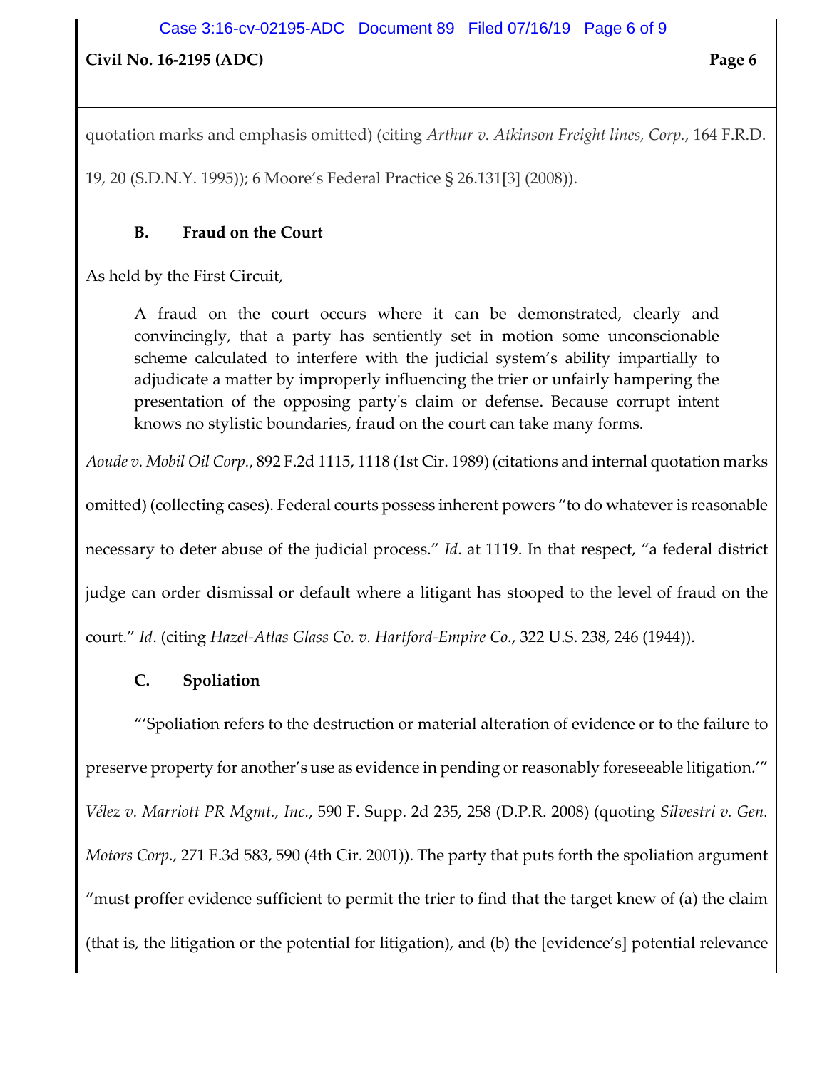quotation marks and emphasis omitted) (citing *Arthur v. Atkinson Freight lines, Corp.*, 164 F.R.D. 19, 20 (S.D.N.Y. 1995)); 6 Moore's Federal Practice § 26.131[3] (2008)).

### B. Fraud on the Court

As held by the First Circuit,

> A fraud on the court occurs where it can be demonstrated, clearly and convincingly, that a party has sentiently set in motion some unconscionable scheme calculated to interfere with the judicial system's ability impartially to adjudicate a matter by improperly influencing the trier or unfairly hampering the presentation of the opposing party's claim or defense. Because corrupt intent knows no stylistic boundaries, fraud on the court can take many forms.

*Aoude v. Mobil Oil Corp.*, 892 F.2d 1115, 1118 (1st Cir. 1989) (citations and internal quotation marks omitted) (collecting cases). Federal courts possess inherent powers "to do whatever is reasonable necessary to deter abuse of the judicial process." *Id*. at 1119. In that respect, "a federal district judge can order dismissal or default where a litigant has stooped to the level of fraud on the court." *Id*. (citing *Hazel-Atlas Glass Co. v. Hartford-Empire Co.*, 322 U.S. 238, 246 (1944)).

### C. Spoliation

"'Spoliation refers to the destruction or material alteration of evidence or to the failure to preserve property for another's use as evidence in pending or reasonably foreseeable litigation.'" *Vélez v. Marriott PR Mgmt., Inc.*, 590 F. Supp. 2d 235, 258 (D.P.R. 2008) (quoting *Silvestri v. Gen. Motors Corp.*, 271 F.3d 583, 590 (4th Cir. 2001)). The party that puts forth the spoliation argument "must proffer evidence sufficient to permit the trier to find that the target knew of (a) the claim (that is, the litigation or the potential for litigation), and (b) the [evidence's] potential relevance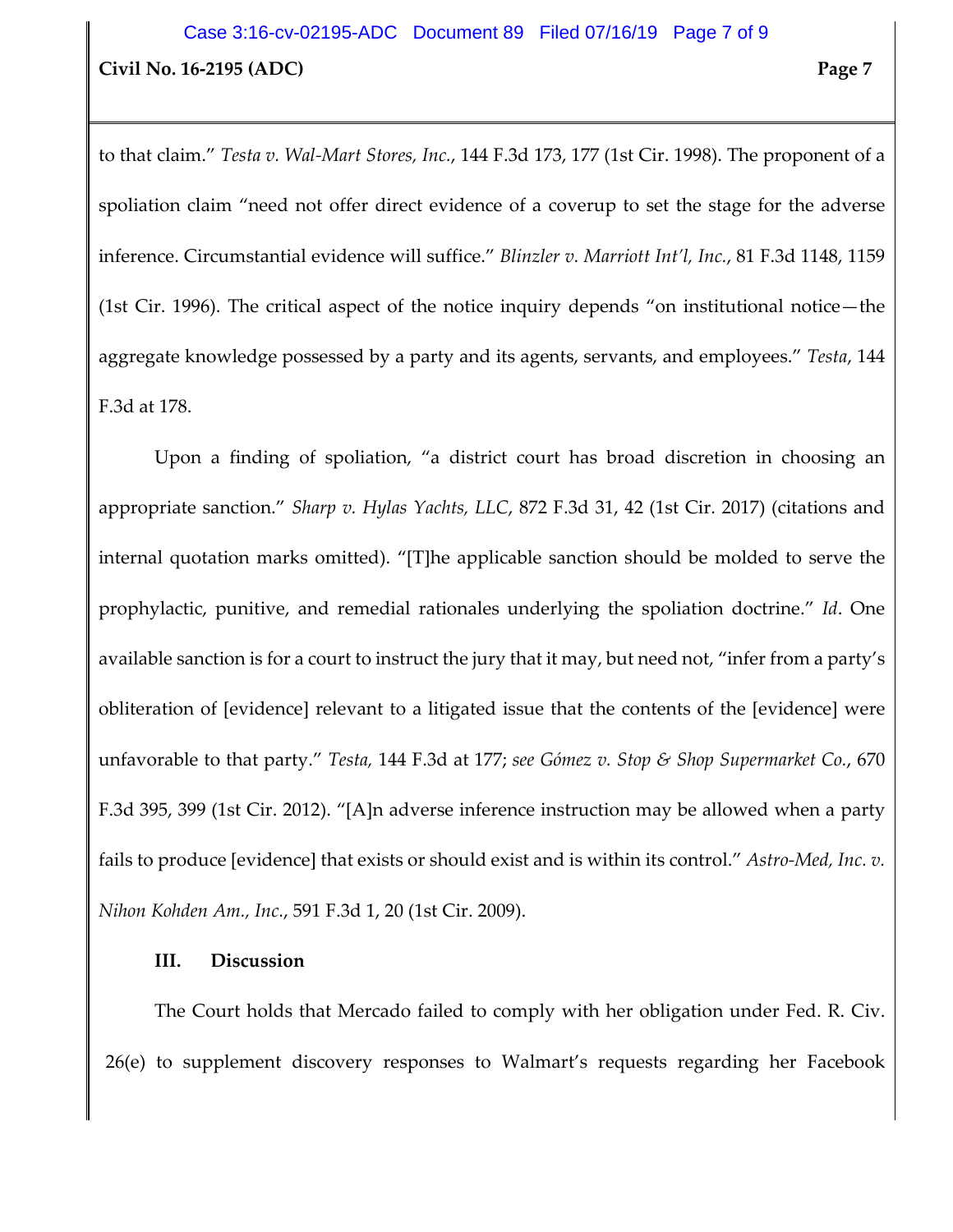to that claim." *Testa v. Wal-Mart Stores, Inc.*, 144 F.3d 173, 177 (1st Cir. 1998). The proponent of a spoliation claim "need not offer direct evidence of a coverup to set the stage for the adverse inference. Circumstantial evidence will suffice." *Blinzler v. Marriott Int'l, Inc.*, 81 F.3d 1148, 1159 (1st Cir. 1996). The critical aspect of the notice inquiry depends "on institutional notice—the aggregate knowledge possessed by a party and its agents, servants, and employees." *Testa*, 144 F.3d at 178.

Upon a finding of spoliation, "a district court has broad discretion in choosing an appropriate sanction." *Sharp v. Hylas Yachts, LLC*, 872 F.3d 31, 42 (1st Cir. 2017) (citations and internal quotation marks omitted). "[T]he applicable sanction should be molded to serve the prophylactic, punitive, and remedial rationales underlying the spoliation doctrine." *Id*. One available sanction is for a court to instruct the jury that it may, but need not, "infer from a party's obliteration of [evidence] relevant to a litigated issue that the contents of the [evidence] were unfavorable to that party." *Testa,* 144 F.3d at 177; *see Gómez v. Stop & Shop Supermarket Co.*, 670 F.3d 395, 399 (1st Cir. 2012). "[A]n adverse inference instruction may be allowed when a party fails to produce [evidence] that exists or should exist and is within its control." *Astro-Med, Inc. v. Nihon Kohden Am., Inc.*, 591 F.3d 1, 20 (1st Cir. 2009).

**III. Discussion**

The Court holds that Mercado failed to comply with her obligation under Fed. R. Civ. 26(e) to supplement discovery responses to Walmart's requests regarding her Facebook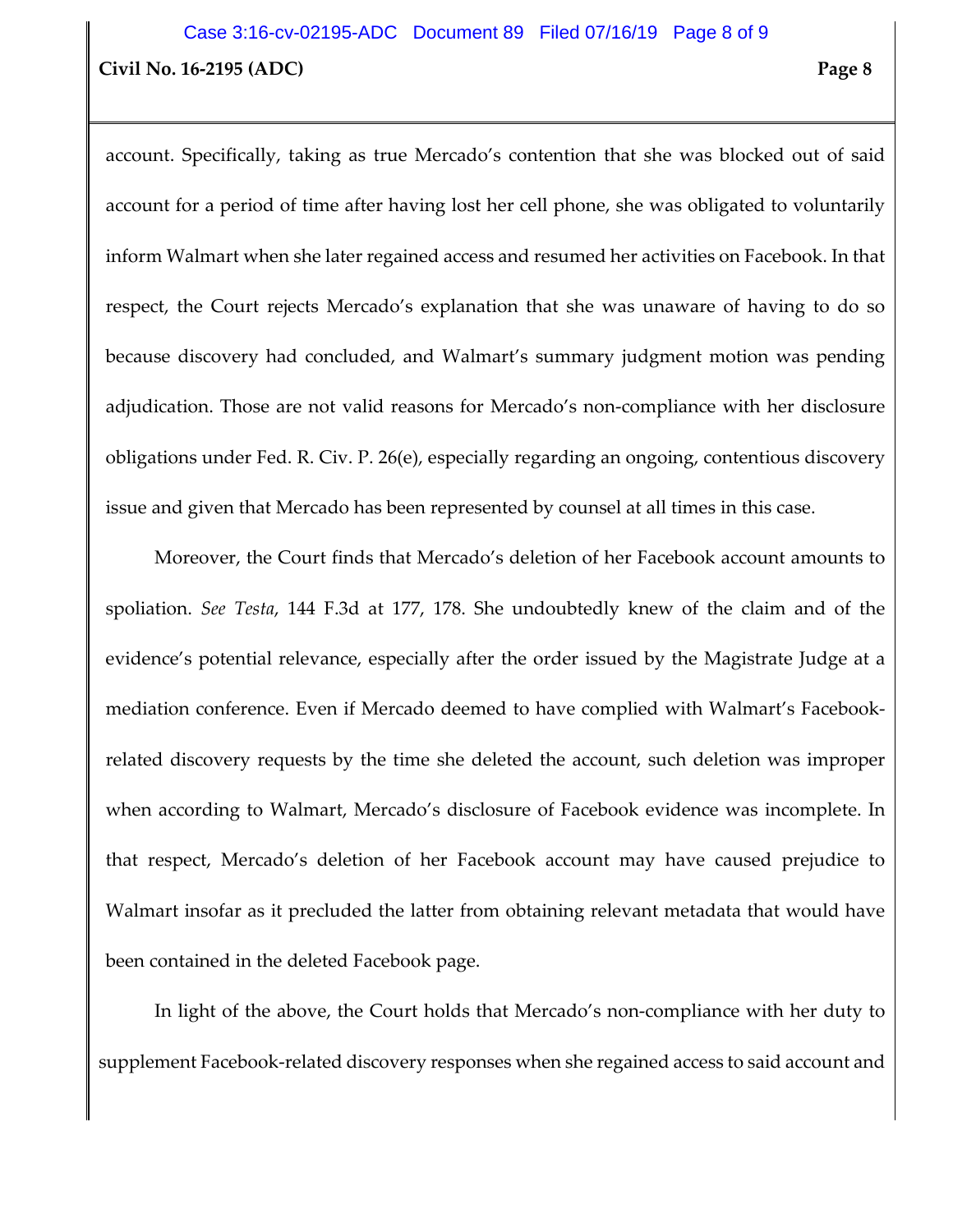account. Specifically, taking as true Mercado's contention that she was blocked out of said account for a period of time after having lost her cell phone, she was obligated to voluntarily inform Walmart when she later regained access and resumed her activities on Facebook. In that respect, the Court rejects Mercado's explanation that she was unaware of having to do so because discovery had concluded, and Walmart's summary judgment motion was pending adjudication. Those are not valid reasons for Mercado's non-compliance with her disclosure obligations under Fed. R. Civ. P. 26(e), especially regarding an ongoing, contentious discovery issue and given that Mercado has been represented by counsel at all times in this case.

Moreover, the Court finds that Mercado's deletion of her Facebook account amounts to spoliation. *See Testa*, 144 F.3d at 177, 178. She undoubtedly knew of the claim and of the evidence's potential relevance, especially after the order issued by the Magistrate Judge at a mediation conference. Even if Mercado deemed to have complied with Walmart's Facebook-related discovery requests by the time she deleted the account, such deletion was improper when according to Walmart, Mercado's disclosure of Facebook evidence was incomplete. In that respect, Mercado's deletion of her Facebook account may have caused prejudice to Walmart insofar as it precluded the latter from obtaining relevant metadata that would have been contained in the deleted Facebook page.

In light of the above, the Court holds that Mercado's non-compliance with her duty to supplement Facebook-related discovery responses when she regained access to said account and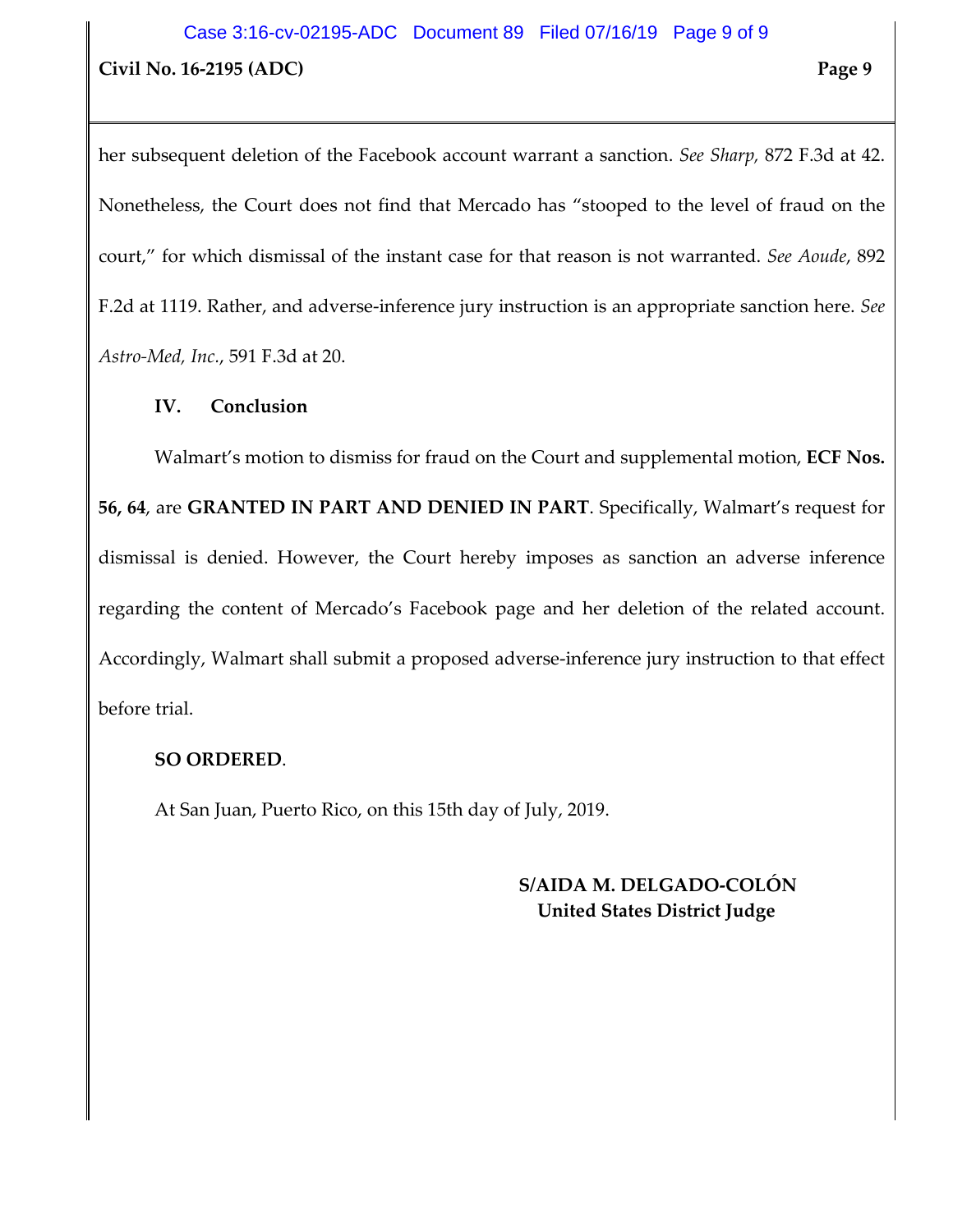her subsequent deletion of the Facebook account warrant a sanction. *See Sharp,* 872 F.3d at 42. Nonetheless, the Court does not find that Mercado has "stooped to the level of fraud on the court," for which dismissal of the instant case for that reason is not warranted. *See Aoude*, 892 F.2d at 1119. Rather, and adverse-inference jury instruction is an appropriate sanction here. *See Astro-Med, Inc.*, 591 F.3d at 20.

## IV. Conclusion

Walmart's motion to dismiss for fraud on the Court and supplemental motion, **ECF Nos. 56, 64**, are **GRANTED IN PART AND DENIED IN PART**. Specifically, Walmart's request for dismissal is denied. However, the Court hereby imposes as sanction an adverse inference regarding the content of Mercado's Facebook page and her deletion of the related account. Accordingly, Walmart shall submit a proposed adverse-inference jury instruction to that effect before trial.

**SO ORDERED**.

At San Juan, Puerto Rico, on this 15th day of July, 2019.

**S/AIDA M. DELGADO-COLÓN**
**United States District Judge**